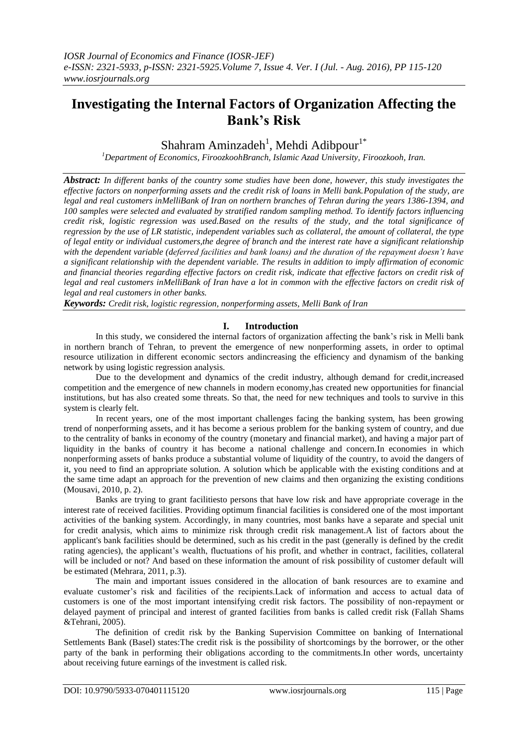# Investigating the Internal Factors of Organization Affecting the Bank's Risk

Shahram Aminzadeh[1], Mehdi Adibpour[1*]

[1]Department of Economics, FiroozkoohBranch, Islamic Azad University, Firoozkooh, Iran.

***Abstract:*** *In different banks of the country some studies have been done, however, this study investigates the effective factors on nonperforming assets and the credit risk of loans in Melli bank.Population of the study, are legal and real customers inMelliBank of Iran on northern branches of Tehran during the years 1386-1394, and 100 samples were selected and evaluated by stratified random sampling method. To identify factors influencing credit risk, logistic regression was used.Based on the results of the study, and the total significance of regression by the use of LR statistic, independent variables such as collateral, the amount of collateral, the type of legal entity or individual customers,the degree of branch and the interest rate have a significant relationship with the dependent variable (deferred facilities and bank loans) and the duration of the repayment doesn't have a significant relationship with the dependent variable. The results in addition to imply affirmation of economic and financial theories regarding effective factors on credit risk, indicate that effective factors on credit risk of legal and real customers inMelliBank of Iran have a lot in common with the effective factors on credit risk of legal and real customers in other banks.*

***Keywords:*** *Credit risk, logistic regression, nonperforming assets, Melli Bank of Iran*

## I. Introduction

In this study, we considered the internal factors of organization affecting the bank's risk in Melli bank in northern branch of Tehran, to prevent the emergence of new nonperforming assets, in order to optimal resource utilization in different economic sectors andincreasing the efficiency and dynamism of the banking network by using logistic regression analysis.

Due to the development and dynamics of the credit industry, although demand for credit,increased competition and the emergence of new channels in modern economy,has created new opportunities for financial institutions, but has also created some threats. So that, the need for new techniques and tools to survive in this system is clearly felt.

In recent years, one of the most important challenges facing the banking system, has been growing trend of nonperforming assets, and it has become a serious problem for the banking system of country, and due to the centrality of banks in economy of the country (monetary and financial market), and having a major part of liquidity in the banks of country it has become a national challenge and concern.In economies in which nonperforming assets of banks produce a substantial volume of liquidity of the country, to avoid the dangers of it, you need to find an appropriate solution. A solution which be applicable with the existing conditions and at the same time adapt an approach for the prevention of new claims and then organizing the existing conditions (Mousavi, 2010, p. 2).

Banks are trying to grant facilitiesto persons that have low risk and have appropriate coverage in the interest rate of received facilities. Providing optimum financial facilities is considered one of the most important activities of the banking system. Accordingly, in many countries, most banks have a separate and special unit for credit analysis, which aims to minimize risk through credit risk management.A list of factors about the applicant's bank facilities should be determined, such as his credit in the past (generally is defined by the credit rating agencies), the applicant's wealth, fluctuations of his profit, and whether in contract, facilities, collateral will be included or not? And based on these information the amount of risk possibility of customer default will be estimated (Mehrara, 2011, p.3).

The main and important issues considered in the allocation of bank resources are to examine and evaluate customer's risk and facilities of the recipients.Lack of information and access to actual data of customers is one of the most important intensifying credit risk factors. The possibility of non-repayment or delayed payment of principal and interest of granted facilities from banks is called credit risk (Fallah Shams &Tehrani, 2005).

The definition of credit risk by the Banking Supervision Committee on banking of International Settlements Bank (Basel) states:The credit risk is the possibility of shortcomings by the borrower, or the other party of the bank in performing their obligations according to the commitments.In other words, uncertainty about receiving future earnings of the investment is called risk.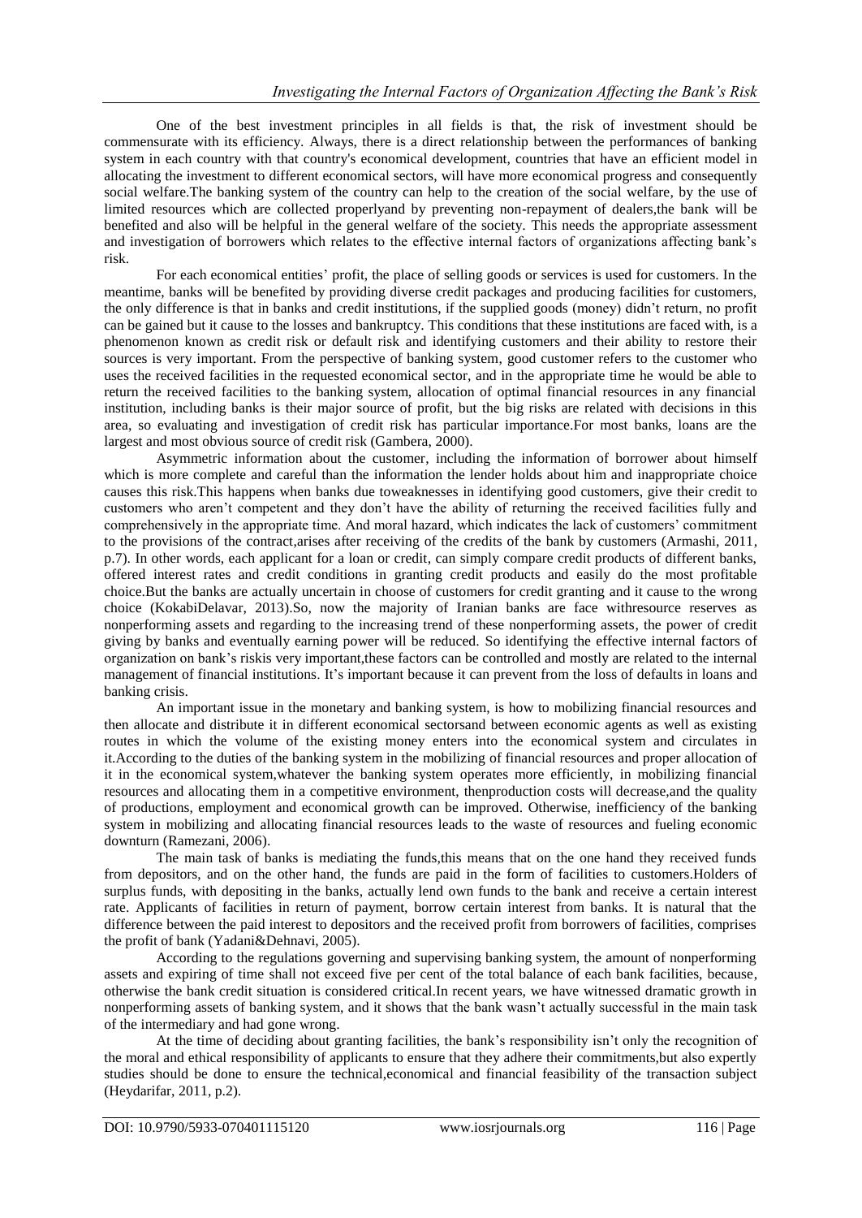One of the best investment principles in all fields is that, the risk of investment should be commensurate with its efficiency. Always, there is a direct relationship between the performances of banking system in each country with that country's economical development, countries that have an efficient model in allocating the investment to different economical sectors, will have more economical progress and consequently social welfare.The banking system of the country can help to the creation of the social welfare, by the use of limited resources which are collected properlyand by preventing non-repayment of dealers,the bank will be benefited and also will be helpful in the general welfare of the society. This needs the appropriate assessment and investigation of borrowers which relates to the effective internal factors of organizations affecting bank's risk.

For each economical entities' profit, the place of selling goods or services is used for customers. In the meantime, banks will be benefited by providing diverse credit packages and producing facilities for customers, the only difference is that in banks and credit institutions, if the supplied goods (money) didn't return, no profit can be gained but it cause to the losses and bankruptcy. This conditions that these institutions are faced with, is a phenomenon known as credit risk or default risk and identifying customers and their ability to restore their sources is very important. From the perspective of banking system, good customer refers to the customer who uses the received facilities in the requested economical sector, and in the appropriate time he would be able to return the received facilities to the banking system, allocation of optimal financial resources in any financial institution, including banks is their major source of profit, but the big risks are related with decisions in this area, so evaluating and investigation of credit risk has particular importance.For most banks, loans are the largest and most obvious source of credit risk (Gambera, 2000).

Asymmetric information about the customer, including the information of borrower about himself which is more complete and careful than the information the lender holds about him and inappropriate choice causes this risk.This happens when banks due toweaknesses in identifying good customers, give their credit to customers who aren't competent and they don't have the ability of returning the received facilities fully and comprehensively in the appropriate time. And moral hazard, which indicates the lack of customers' commitment to the provisions of the contract,arises after receiving of the credits of the bank by customers (Armashi, 2011, p.7). In other words, each applicant for a loan or credit, can simply compare credit products of different banks, offered interest rates and credit conditions in granting credit products and easily do the most profitable choice.But the banks are actually uncertain in choose of customers for credit granting and it cause to the wrong choice (KokabiDelavar, 2013).So, now the majority of Iranian banks are face withresource reserves as nonperforming assets and regarding to the increasing trend of these nonperforming assets, the power of credit giving by banks and eventually earning power will be reduced. So identifying the effective internal factors of organization on bank's riskis very important,these factors can be controlled and mostly are related to the internal management of financial institutions. It's important because it can prevent from the loss of defaults in loans and banking crisis.

An important issue in the monetary and banking system, is how to mobilizing financial resources and then allocate and distribute it in different economical sectorsand between economic agents as well as existing routes in which the volume of the existing money enters into the economical system and circulates in it.According to the duties of the banking system in the mobilizing of financial resources and proper allocation of it in the economical system,whatever the banking system operates more efficiently, in mobilizing financial resources and allocating them in a competitive environment, thenproduction costs will decrease,and the quality of productions, employment and economical growth can be improved. Otherwise, inefficiency of the banking system in mobilizing and allocating financial resources leads to the waste of resources and fueling economic downturn (Ramezani, 2006).

The main task of banks is mediating the funds,this means that on the one hand they received funds from depositors, and on the other hand, the funds are paid in the form of facilities to customers.Holders of surplus funds, with depositing in the banks, actually lend own funds to the bank and receive a certain interest rate. Applicants of facilities in return of payment, borrow certain interest from banks. It is natural that the difference between the paid interest to depositors and the received profit from borrowers of facilities, comprises the profit of bank (Yadani&Dehnavi, 2005).

According to the regulations governing and supervising banking system, the amount of nonperforming assets and expiring of time shall not exceed five per cent of the total balance of each bank facilities, because, otherwise the bank credit situation is considered critical.In recent years, we have witnessed dramatic growth in nonperforming assets of banking system, and it shows that the bank wasn't actually successful in the main task of the intermediary and had gone wrong.

At the time of deciding about granting facilities, the bank's responsibility isn't only the recognition of the moral and ethical responsibility of applicants to ensure that they adhere their commitments,but also expertly studies should be done to ensure the technical,economical and financial feasibility of the transaction subject (Heydarifar, 2011, p.2).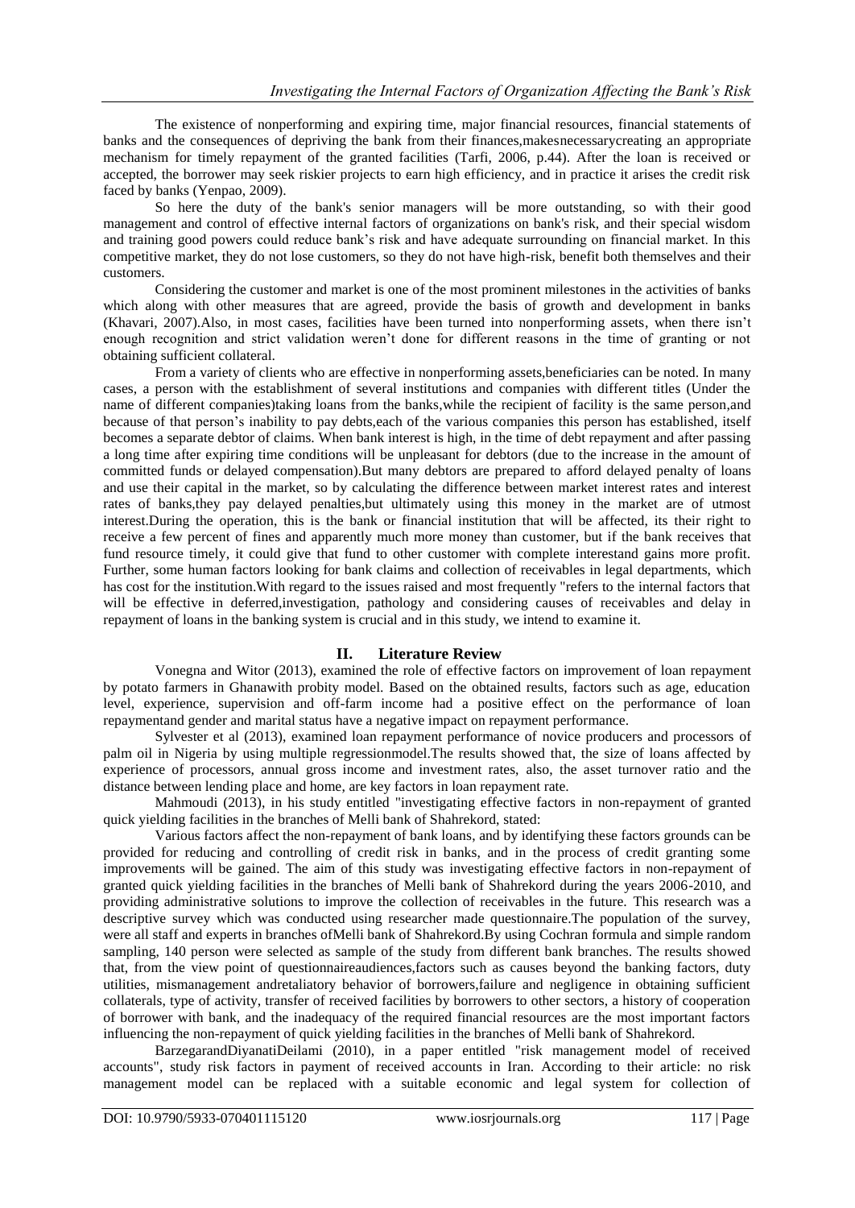The existence of nonperforming and expiring time, major financial resources, financial statements of banks and the consequences of depriving the bank from their finances,makesnecessarycreating an appropriate mechanism for timely repayment of the granted facilities (Tarfi, 2006, p.44). After the loan is received or accepted, the borrower may seek riskier projects to earn high efficiency, and in practice it arises the credit risk faced by banks (Yenpao, 2009).

So here the duty of the bank's senior managers will be more outstanding, so with their good management and control of effective internal factors of organizations on bank's risk, and their special wisdom and training good powers could reduce bank's risk and have adequate surrounding on financial market. In this competitive market, they do not lose customers, so they do not have high-risk, benefit both themselves and their customers.

Considering the customer and market is one of the most prominent milestones in the activities of banks which along with other measures that are agreed, provide the basis of growth and development in banks (Khavari, 2007).Also, in most cases, facilities have been turned into nonperforming assets, when there isn't enough recognition and strict validation weren't done for different reasons in the time of granting or not obtaining sufficient collateral.

From a variety of clients who are effective in nonperforming assets,beneficiaries can be noted. In many cases, a person with the establishment of several institutions and companies with different titles (Under the name of different companies)taking loans from the banks,while the recipient of facility is the same person,and because of that person's inability to pay debts,each of the various companies this person has established, itself becomes a separate debtor of claims. When bank interest is high, in the time of debt repayment and after passing a long time after expiring time conditions will be unpleasant for debtors (due to the increase in the amount of committed funds or delayed compensation).But many debtors are prepared to afford delayed penalty of loans and use their capital in the market, so by calculating the difference between market interest rates and interest rates of banks,they pay delayed penalties,but ultimately using this money in the market are of utmost interest.During the operation, this is the bank or financial institution that will be affected, its their right to receive a few percent of fines and apparently much more money than customer, but if the bank receives that fund resource timely, it could give that fund to other customer with complete interestand gains more profit. Further, some human factors looking for bank claims and collection of receivables in legal departments, which has cost for the institution.With regard to the issues raised and most frequently "refers to the internal factors that will be effective in deferred,investigation, pathology and considering causes of receivables and delay in repayment of loans in the banking system is crucial and in this study, we intend to examine it.

## II. Literature Review

Vonegna and Witor (2013), examined the role of effective factors on improvement of loan repayment by potato farmers in Ghanawith probity model. Based on the obtained results, factors such as age, education level, experience, supervision and off-farm income had a positive effect on the performance of loan repaymentand gender and marital status have a negative impact on repayment performance.

Sylvester et al (2013), examined loan repayment performance of novice producers and processors of palm oil in Nigeria by using multiple regressionmodel.The results showed that, the size of loans affected by experience of processors, annual gross income and investment rates, also, the asset turnover ratio and the distance between lending place and home, are key factors in loan repayment rate.

Mahmoudi (2013), in his study entitled "investigating effective factors in non-repayment of granted quick yielding facilities in the branches of Melli bank of Shahrekord, stated:

Various factors affect the non-repayment of bank loans, and by identifying these factors grounds can be provided for reducing and controlling of credit risk in banks, and in the process of credit granting some improvements will be gained. The aim of this study was investigating effective factors in non-repayment of granted quick yielding facilities in the branches of Melli bank of Shahrekord during the years 2006-2010, and providing administrative solutions to improve the collection of receivables in the future. This research was a descriptive survey which was conducted using researcher made questionnaire.The population of the survey, were all staff and experts in branches ofMelli bank of Shahrekord.By using Cochran formula and simple random sampling, 140 person were selected as sample of the study from different bank branches. The results showed that, from the view point of questionnaireaudiences,factors such as causes beyond the banking factors, duty utilities, mismanagement andretaliatory behavior of borrowers,failure and negligence in obtaining sufficient collaterals, type of activity, transfer of received facilities by borrowers to other sectors, a history of cooperation of borrower with bank, and the inadequacy of the required financial resources are the most important factors influencing the non-repayment of quick yielding facilities in the branches of Melli bank of Shahrekord.

BarzegarandDiyanatiDeilami (2010), in a paper entitled "risk management model of received accounts", study risk factors in payment of received accounts in Iran. According to their article: no risk management model can be replaced with a suitable economic and legal system for collection of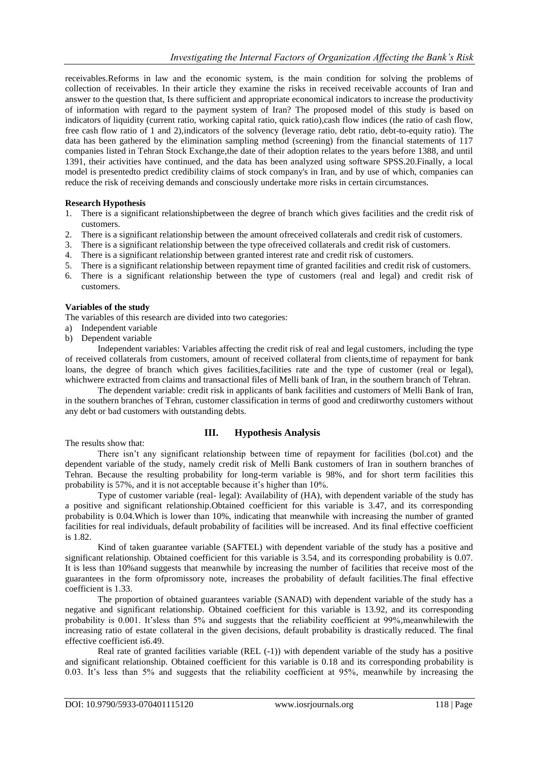receivables.Reforms in law and the economic system, is the main condition for solving the problems of collection of receivables. In their article they examine the risks in received receivable accounts of Iran and answer to the question that, Is there sufficient and appropriate economical indicators to increase the productivity of information with regard to the payment system of Iran? The proposed model of this study is based on indicators of liquidity (current ratio, working capital ratio, quick ratio),cash flow indices (the ratio of cash flow, free cash flow ratio of 1 and 2),indicators of the solvency (leverage ratio, debt ratio, debt-to-equity ratio). The data has been gathered by the elimination sampling method (screening) from the financial statements of 117 companies listed in Tehran Stock Exchange,the date of their adoption relates to the years before 1388, and until 1391, their activities have continued, and the data has been analyzed using software SPSS.20.Finally, a local model is presentedto predict credibility claims of stock company's in Iran, and by use of which, companies can reduce the risk of receiving demands and consciously undertake more risks in certain circumstances.

**Research Hypothesis**

1. There is a significant relationshipbetween the degree of branch which gives facilities and the credit risk of customers.
2. There is a significant relationship between the amount ofreceived collaterals and credit risk of customers.
3. There is a significant relationship between the type ofreceived collaterals and credit risk of customers.
4. There is a significant relationship between granted interest rate and credit risk of customers.
5. There is a significant relationship between repayment time of granted facilities and credit risk of customers.
6. There is a significant relationship between the type of customers (real and legal) and credit risk of customers.

**Variables of the study**

The variables of this research are divided into two categories:

a) Independent variable
b) Dependent variable

Independent variables: Variables affecting the credit risk of real and legal customers, including the type of received collaterals from customers, amount of received collateral from clients,time of repayment for bank loans, the degree of branch which gives facilities,facilities rate and the type of customer (real or legal), whichwere extracted from claims and transactional files of Melli bank of Iran, in the southern branch of Tehran.

The dependent variable: credit risk in applicants of bank facilities and customers of Melli Bank of Iran, in the southern branches of Tehran, customer classification in terms of good and creditworthy customers without any debt or bad customers with outstanding debts.

## III. Hypothesis Analysis

The results show that:

There isn't any significant relationship between time of repayment for facilities (bol.cot) and the dependent variable of the study, namely credit risk of Melli Bank customers of Iran in southern branches of Tehran. Because the resulting probability for long-term variable is 98%, and for short term facilities this probability is 57%, and it is not acceptable because it's higher than 10%.

Type of customer variable (real- legal): Availability of (HA), with dependent variable of the study has a positive and significant relationship.Obtained coefficient for this variable is 3.47, and its corresponding probability is 0.04.Which is lower than 10%, indicating that meanwhile with increasing the number of granted facilities for real individuals, default probability of facilities will be increased. And its final effective coefficient is 1.82.

Kind of taken guarantee variable (SAFTEL) with dependent variable of the study has a positive and significant relationship. Obtained coefficient for this variable is 3.54, and its corresponding probability is 0.07. It is less than 10%and suggests that meanwhile by increasing the number of facilities that receive most of the guarantees in the form ofpromissory note, increases the probability of default facilities.The final effective coefficient is 1.33.

The proportion of obtained guarantees variable (SANAD) with dependent variable of the study has a negative and significant relationship. Obtained coefficient for this variable is 13.92, and its corresponding probability is 0.001. It'sless than 5% and suggests that the reliability coefficient at 99%,meanwhilewith the increasing ratio of estate collateral in the given decisions, default probability is drastically reduced. The final effective coefficient is6.49.

Real rate of granted facilities variable (REL (-1)) with dependent variable of the study has a positive and significant relationship. Obtained coefficient for this variable is 0.18 and its corresponding probability is 0.03. It's less than 5% and suggests that the reliability coefficient at 95%, meanwhile by increasing the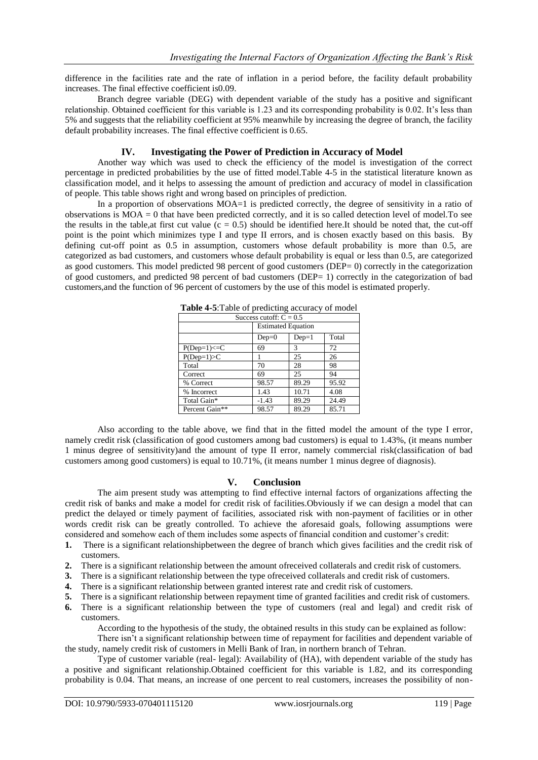difference in the facilities rate and the rate of inflation in a period before, the facility default probability increases. The final effective coefficient is0.09.

Branch degree variable (DEG) with dependent variable of the study has a positive and significant relationship. Obtained coefficient for this variable is 1.23 and its corresponding probability is 0.02. It's less than 5% and suggests that the reliability coefficient at 95% meanwhile by increasing the degree of branch, the facility default probability increases. The final effective coefficient is 0.65.

## IV. Investigating the Power of Prediction in Accuracy of Model

Another way which was used to check the efficiency of the model is investigation of the correct percentage in predicted probabilities by the use of fitted model.Table 4-5 in the statistical literature known as classification model, and it helps to assessing the amount of prediction and accuracy of model in classification of people. This table shows right and wrong based on principles of prediction.

In a proportion of observations MOA=1 is predicted correctly, the degree of sensitivity in a ratio of observations is MOA = 0 that have been predicted correctly, and it is so called detection level of model.To see the results in the table,at first cut value (c = 0.5) should be identified here.It should be noted that, the cut-off point is the point which minimizes type I and type II errors, and is chosen exactly based on this basis. By defining cut-off point as 0.5 in assumption, customers whose default probability is more than 0.5, are categorized as bad customers, and customers whose default probability is equal or less than 0.5, are categorized as good customers. This model predicted 98 percent of good customers (DEP= 0) correctly in the categorization of good customers, and predicted 98 percent of bad customers (DEP= 1) correctly in the categorization of bad customers,and the function of 96 percent of customers by the use of this model is estimated properly.

**Table 4-5**:Table of predicting accuracy of model

| Success cutoff: C = 0.5 | | | |
|---|---|---|---|
| | Estimated Equation | | |
| | Dep=0 | Dep=1 | Total |
| P(Dep=1)<=C | 69 | 3 | 72 |
| P(Dep=1)>C | 1 | 25 | 26 |
| Total | 70 | 28 | 98 |
| Correct | 69 | 25 | 94 |
| % Correct | 98.57 | 89.29 | 95.92 |
| % Incorrect | 1.43 | 10.71 | 4.08 |
| Total Gain* | -1.43 | 89.29 | 24.49 |
| Percent Gain** | 98.57 | 89.29 | 85.71 |

Also according to the table above, we find that in the fitted model the amount of the type I error, namely credit risk (classification of good customers among bad customers) is equal to 1.43%, (it means number 1 minus degree of sensitivity)and the amount of type II error, namely commercial risk(classification of bad customers among good customers) is equal to 10.71%, (it means number 1 minus degree of diagnosis).

## V. Conclusion

The aim present study was attempting to find effective internal factors of organizations affecting the credit risk of banks and make a model for credit risk of facilities.Obviously if we can design a model that can predict the delayed or timely payment of facilities, associated risk with non-payment of facilities or in other words credit risk can be greatly controlled. To achieve the aforesaid goals, following assumptions were considered and somehow each of them includes some aspects of financial condition and customer's credit:

1. There is a significant relationshipbetween the degree of branch which gives facilities and the credit risk of customers.
2. There is a significant relationship between the amount ofreceived collaterals and credit risk of customers.
3. There is a significant relationship between the type ofreceived collaterals and credit risk of customers.
4. There is a significant relationship between granted interest rate and credit risk of customers.
5. There is a significant relationship between repayment time of granted facilities and credit risk of customers.
6. There is a significant relationship between the type of customers (real and legal) and credit risk of customers.

According to the hypothesis of the study, the obtained results in this study can be explained as follow:

There isn't a significant relationship between time of repayment for facilities and dependent variable of the study, namely credit risk of customers in Melli Bank of Iran, in northern branch of Tehran.

Type of customer variable (real- legal): Availability of (HA), with dependent variable of the study has a positive and significant relationship.Obtained coefficient for this variable is 1.82, and its corresponding probability is 0.04. That means, an increase of one percent to real customers, increases the possibility of non-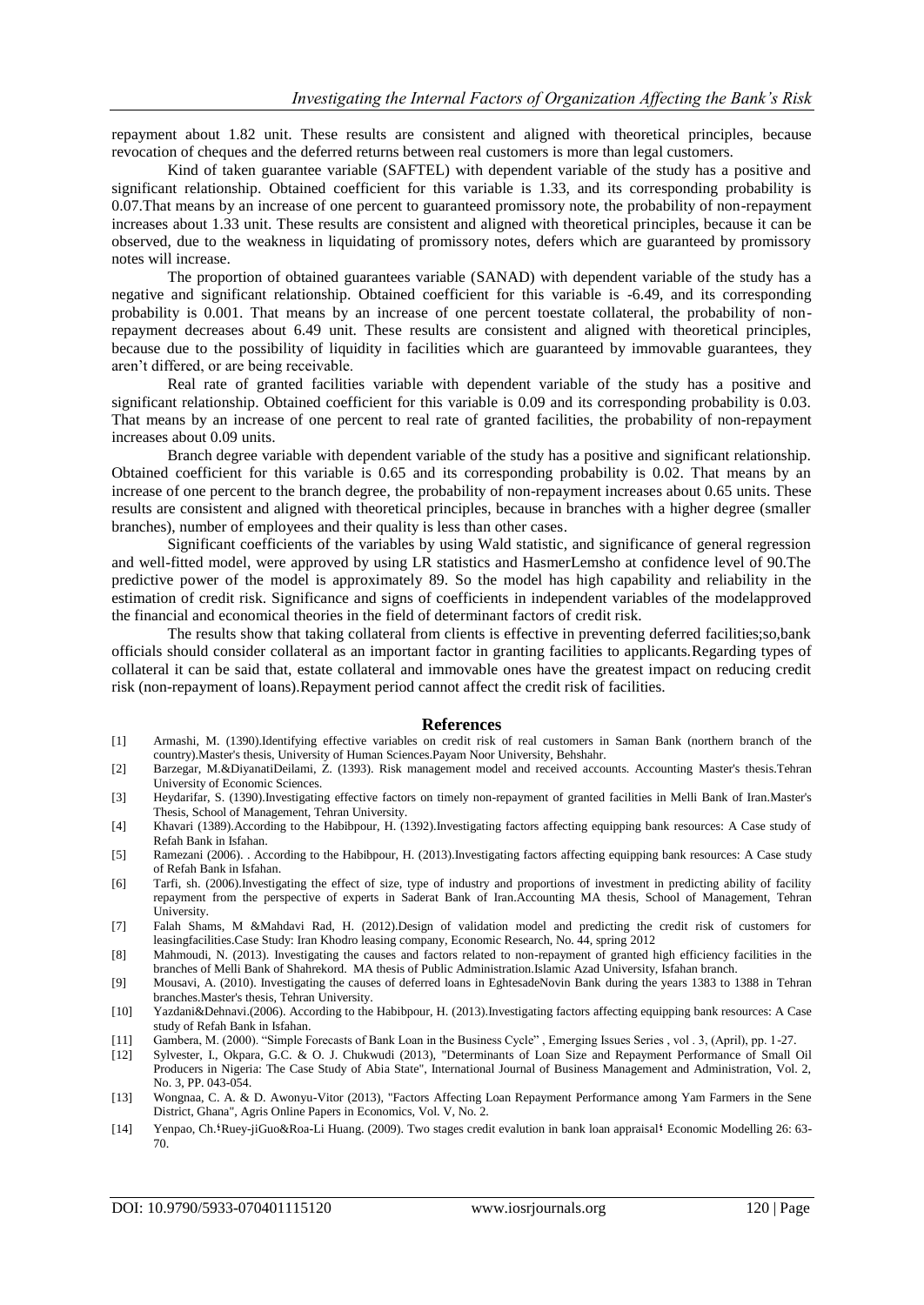repayment about 1.82 unit. These results are consistent and aligned with theoretical principles, because revocation of cheques and the deferred returns between real customers is more than legal customers.

Kind of taken guarantee variable (SAFTEL) with dependent variable of the study has a positive and significant relationship. Obtained coefficient for this variable is 1.33, and its corresponding probability is 0.07.That means by an increase of one percent to guaranteed promissory note, the probability of non-repayment increases about 1.33 unit. These results are consistent and aligned with theoretical principles, because it can be observed, due to the weakness in liquidating of promissory notes, defers which are guaranteed by promissory notes will increase.

The proportion of obtained guarantees variable (SANAD) with dependent variable of the study has a negative and significant relationship. Obtained coefficient for this variable is -6.49, and its corresponding probability is 0.001. That means by an increase of one percent toestate collateral, the probability of non-repayment decreases about 6.49 unit. These results are consistent and aligned with theoretical principles, because due to the possibility of liquidity in facilities which are guaranteed by immovable guarantees, they aren't differed, or are being receivable.

Real rate of granted facilities variable with dependent variable of the study has a positive and significant relationship. Obtained coefficient for this variable is 0.09 and its corresponding probability is 0.03. That means by an increase of one percent to real rate of granted facilities, the probability of non-repayment increases about 0.09 units.

Branch degree variable with dependent variable of the study has a positive and significant relationship. Obtained coefficient for this variable is 0.65 and its corresponding probability is 0.02. That means by an increase of one percent to the branch degree, the probability of non-repayment increases about 0.65 units. These results are consistent and aligned with theoretical principles, because in branches with a higher degree (smaller branches), number of employees and their quality is less than other cases.

Significant coefficients of the variables by using Wald statistic, and significance of general regression and well-fitted model, were approved by using LR statistics and HasmerLemsho at confidence level of 90.The predictive power of the model is approximately 89. So the model has high capability and reliability in the estimation of credit risk. Significance and signs of coefficients in independent variables of the modelapproved the financial and economical theories in the field of determinant factors of credit risk.

The results show that taking collateral from clients is effective in preventing deferred facilities;so,bank officials should consider collateral as an important factor in granting facilities to applicants.Regarding types of collateral it can be said that, estate collateral and immovable ones have the greatest impact on reducing credit risk (non-repayment of loans).Repayment period cannot affect the credit risk of facilities.

## References

[1] Armashi, M. (1390).Identifying effective variables on credit risk of real customers in Saman Bank (northern branch of the country).Master's thesis, University of Human Sciences.Payam Noor University, Behshahr.

[2] Barzegar, M.&DiyanatiDeilami, Z. (1393). Risk management model and received accounts. Accounting Master's thesis.Tehran University of Economic Sciences.

[3] Heydarifar, S. (1390).Investigating effective factors on timely non-repayment of granted facilities in Melli Bank of Iran.Master's Thesis, School of Management, Tehran University.

[4] Khavari (1389).According to the Habibpour, H. (1392).Investigating factors affecting equipping bank resources: A Case study of Refah Bank in Isfahan.

[5] Ramezani (2006). . According to the Habibpour, H. (2013).Investigating factors affecting equipping bank resources: A Case study of Refah Bank in Isfahan.

[6] Tarfi, sh. (2006).Investigating the effect of size, type of industry and proportions of investment in predicting ability of facility repayment from the perspective of experts in Saderat Bank of Iran.Accounting MA thesis, School of Management, Tehran University.

[7] Falah Shams, M &Mahdavi Rad, H. (2012).Design of validation model and predicting the credit risk of customers for leasingfacilities.Case Study: Iran Khodro leasing company, Economic Research, No. 44, spring 2012

[8] Mahmoudi, N. (2013). Investigating the causes and factors related to non-repayment of granted high efficiency facilities in the branches of Melli Bank of Shahrekord. MA thesis of Public Administration.Islamic Azad University, Isfahan branch.

[9] Mousavi, A. (2010). Investigating the causes of deferred loans in EghtesadeNovin Bank during the years 1383 to 1388 in Tehran branches.Master's thesis, Tehran University.

[10] Yazdani&Dehnavi.(2006). According to the Habibpour, H. (2013).Investigating factors affecting equipping bank resources: A Case study of Refah Bank in Isfahan.

[11] Gambera, M. (2000). "Simple Forecasts of Bank Loan in the Business Cycle" , Emerging Issues Series , vol . 3, (April), pp. 1-27.

[12] Sylvester, I., Okpara, G.C. & O. J. Chukwudi (2013), "Determinants of Loan Size and Repayment Performance of Small Oil Producers in Nigeria: The Case Study of Abia State", International Journal of Business Management and Administration, Vol. 2, No. 3, PP. 043-054.

[13] Wongnaa, C. A. & D. Awonyu-Vitor (2013), "Factors Affecting Loan Repayment Performance among Yam Farmers in the Sene District, Ghana", Agris Online Papers in Economics, Vol. V, No. 2.

[14] Yenpao, Ch.؛Ruey-jiGuo&Roa-Li Huang. (2009). Two stages credit evalution in bank loan appraisal؛ Economic Modelling 26: 63-70.